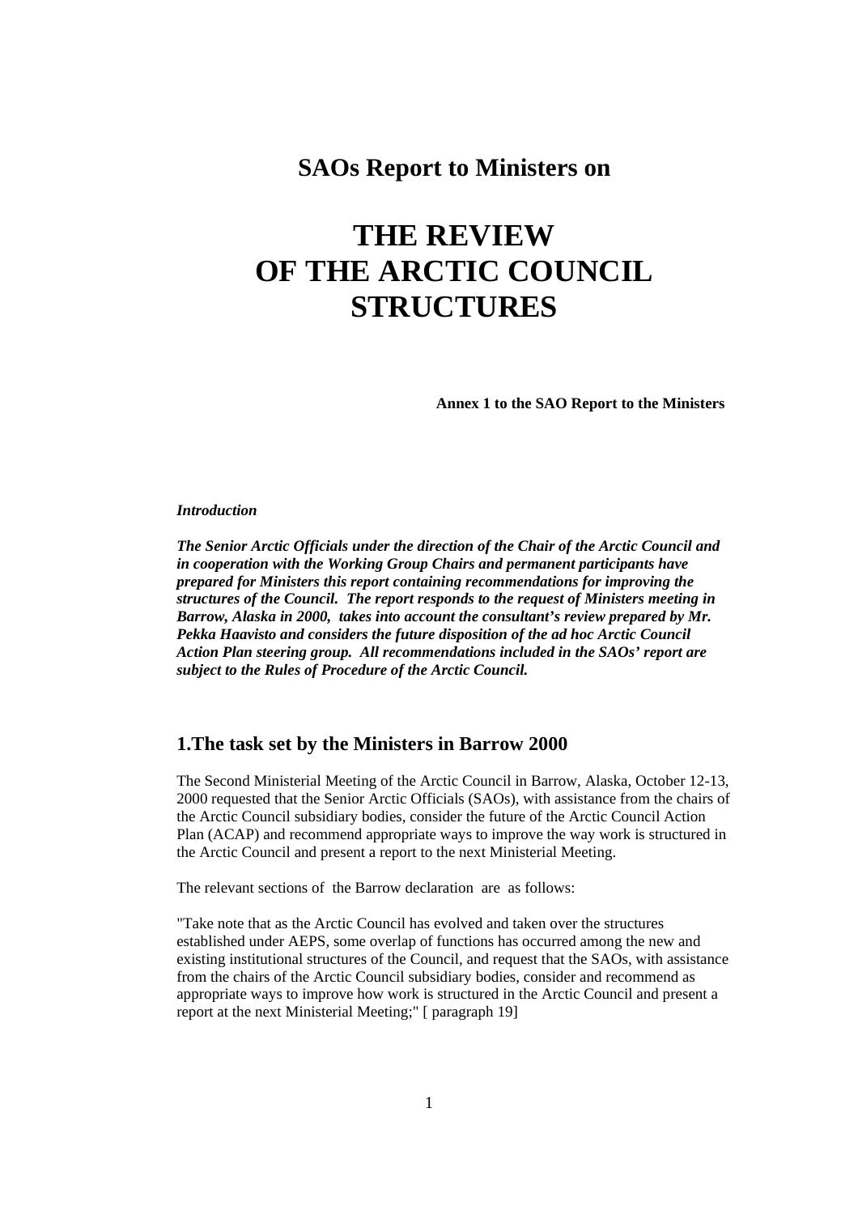## SAOs Report to Ministers on

# THE REVIEW OF THE ARCTIC COUNCIL STRUCTURES

**Annex 1 to the SAO Report to the Ministers**

***Introduction***

***The Senior Arctic Officials under the direction of the Chair of the Arctic Council and in cooperation with the Working Group Chairs and permanent participants have prepared for Ministers this report containing recommendations for improving the structures of the Council. The report responds to the request of Ministers meeting in Barrow, Alaska in 2000, takes into account the consultant's review prepared by Mr. Pekka Haavisto and considers the future disposition of the ad hoc Arctic Council Action Plan steering group. All recommendations included in the SAOs' report are subject to the Rules of Procedure of the Arctic Council.***

## 1.The task set by the Ministers in Barrow 2000

The Second Ministerial Meeting of the Arctic Council in Barrow, Alaska, October 12-13, 2000 requested that the Senior Arctic Officials (SAOs), with assistance from the chairs of the Arctic Council subsidiary bodies, consider the future of the Arctic Council Action Plan (ACAP) and recommend appropriate ways to improve the way work is structured in the Arctic Council and present a report to the next Ministerial Meeting.

The relevant sections of the Barrow declaration are as follows:

"Take note that as the Arctic Council has evolved and taken over the structures established under AEPS, some overlap of functions has occurred among the new and existing institutional structures of the Council, and request that the SAOs, with assistance from the chairs of the Arctic Council subsidiary bodies, consider and recommend as appropriate ways to improve how work is structured in the Arctic Council and present a report at the next Ministerial Meeting;" [ paragraph 19]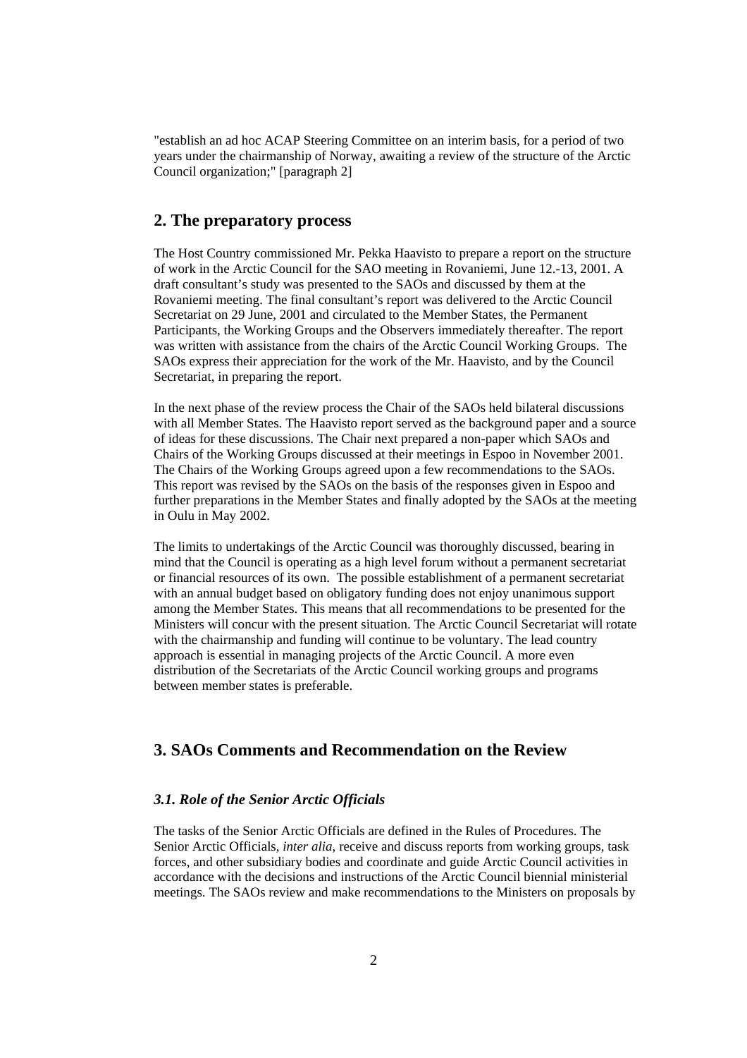"establish an ad hoc ACAP Steering Committee on an interim basis, for a period of two years under the chairmanship of Norway, awaiting a review of the structure of the Arctic Council organization;" [paragraph 2]

## 2. The preparatory process

The Host Country commissioned Mr. Pekka Haavisto to prepare a report on the structure of work in the Arctic Council for the SAO meeting in Rovaniemi, June 12.-13, 2001. A draft consultant's study was presented to the SAOs and discussed by them at the Rovaniemi meeting. The final consultant's report was delivered to the Arctic Council Secretariat on 29 June, 2001 and circulated to the Member States, the Permanent Participants, the Working Groups and the Observers immediately thereafter. The report was written with assistance from the chairs of the Arctic Council Working Groups. The SAOs express their appreciation for the work of the Mr. Haavisto, and by the Council Secretariat, in preparing the report.

In the next phase of the review process the Chair of the SAOs held bilateral discussions with all Member States. The Haavisto report served as the background paper and a source of ideas for these discussions. The Chair next prepared a non-paper which SAOs and Chairs of the Working Groups discussed at their meetings in Espoo in November 2001. The Chairs of the Working Groups agreed upon a few recommendations to the SAOs. This report was revised by the SAOs on the basis of the responses given in Espoo and further preparations in the Member States and finally adopted by the SAOs at the meeting in Oulu in May 2002.

The limits to undertakings of the Arctic Council was thoroughly discussed, bearing in mind that the Council is operating as a high level forum without a permanent secretariat or financial resources of its own. The possible establishment of a permanent secretariat with an annual budget based on obligatory funding does not enjoy unanimous support among the Member States. This means that all recommendations to be presented for the Ministers will concur with the present situation. The Arctic Council Secretariat will rotate with the chairmanship and funding will continue to be voluntary. The lead country approach is essential in managing projects of the Arctic Council. A more even distribution of the Secretariats of the Arctic Council working groups and programs between member states is preferable.

## 3. SAOs Comments and Recommendation on the Review

### *3.1. Role of the Senior Arctic Officials*

The tasks of the Senior Arctic Officials are defined in the Rules of Procedures. The Senior Arctic Officials, *inter alia*, receive and discuss reports from working groups, task forces, and other subsidiary bodies and coordinate and guide Arctic Council activities in accordance with the decisions and instructions of the Arctic Council biennial ministerial meetings. The SAOs review and make recommendations to the Ministers on proposals by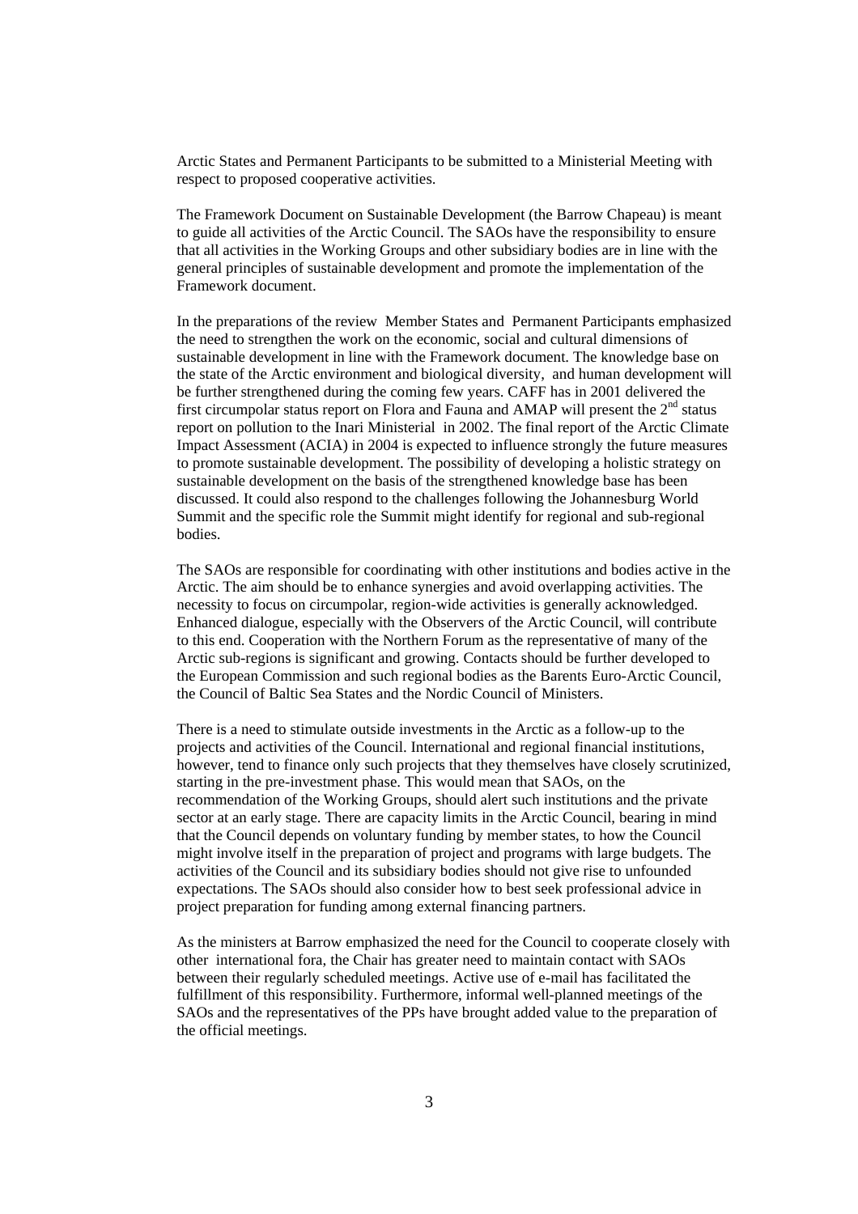Arctic States and Permanent Participants to be submitted to a Ministerial Meeting with respect to proposed cooperative activities.

The Framework Document on Sustainable Development (the Barrow Chapeau) is meant to guide all activities of the Arctic Council. The SAOs have the responsibility to ensure that all activities in the Working Groups and other subsidiary bodies are in line with the general principles of sustainable development and promote the implementation of the Framework document.

In the preparations of the review Member States and Permanent Participants emphasized the need to strengthen the work on the economic, social and cultural dimensions of sustainable development in line with the Framework document. The knowledge base on the state of the Arctic environment and biological diversity, and human development will be further strengthened during the coming few years. CAFF has in 2001 delivered the first circumpolar status report on Flora and Fauna and AMAP will present the 2[nd] status report on pollution to the Inari Ministerial in 2002. The final report of the Arctic Climate Impact Assessment (ACIA) in 2004 is expected to influence strongly the future measures to promote sustainable development. The possibility of developing a holistic strategy on sustainable development on the basis of the strengthened knowledge base has been discussed. It could also respond to the challenges following the Johannesburg World Summit and the specific role the Summit might identify for regional and sub-regional bodies.

The SAOs are responsible for coordinating with other institutions and bodies active in the Arctic. The aim should be to enhance synergies and avoid overlapping activities. The necessity to focus on circumpolar, region-wide activities is generally acknowledged. Enhanced dialogue, especially with the Observers of the Arctic Council, will contribute to this end. Cooperation with the Northern Forum as the representative of many of the Arctic sub-regions is significant and growing. Contacts should be further developed to the European Commission and such regional bodies as the Barents Euro-Arctic Council, the Council of Baltic Sea States and the Nordic Council of Ministers.

There is a need to stimulate outside investments in the Arctic as a follow-up to the projects and activities of the Council. International and regional financial institutions, however, tend to finance only such projects that they themselves have closely scrutinized, starting in the pre-investment phase. This would mean that SAOs, on the recommendation of the Working Groups, should alert such institutions and the private sector at an early stage. There are capacity limits in the Arctic Council, bearing in mind that the Council depends on voluntary funding by member states, to how the Council might involve itself in the preparation of project and programs with large budgets. The activities of the Council and its subsidiary bodies should not give rise to unfounded expectations. The SAOs should also consider how to best seek professional advice in project preparation for funding among external financing partners.

As the ministers at Barrow emphasized the need for the Council to cooperate closely with other international fora, the Chair has greater need to maintain contact with SAOs between their regularly scheduled meetings. Active use of e-mail has facilitated the fulfillment of this responsibility. Furthermore, informal well-planned meetings of the SAOs and the representatives of the PPs have brought added value to the preparation of the official meetings.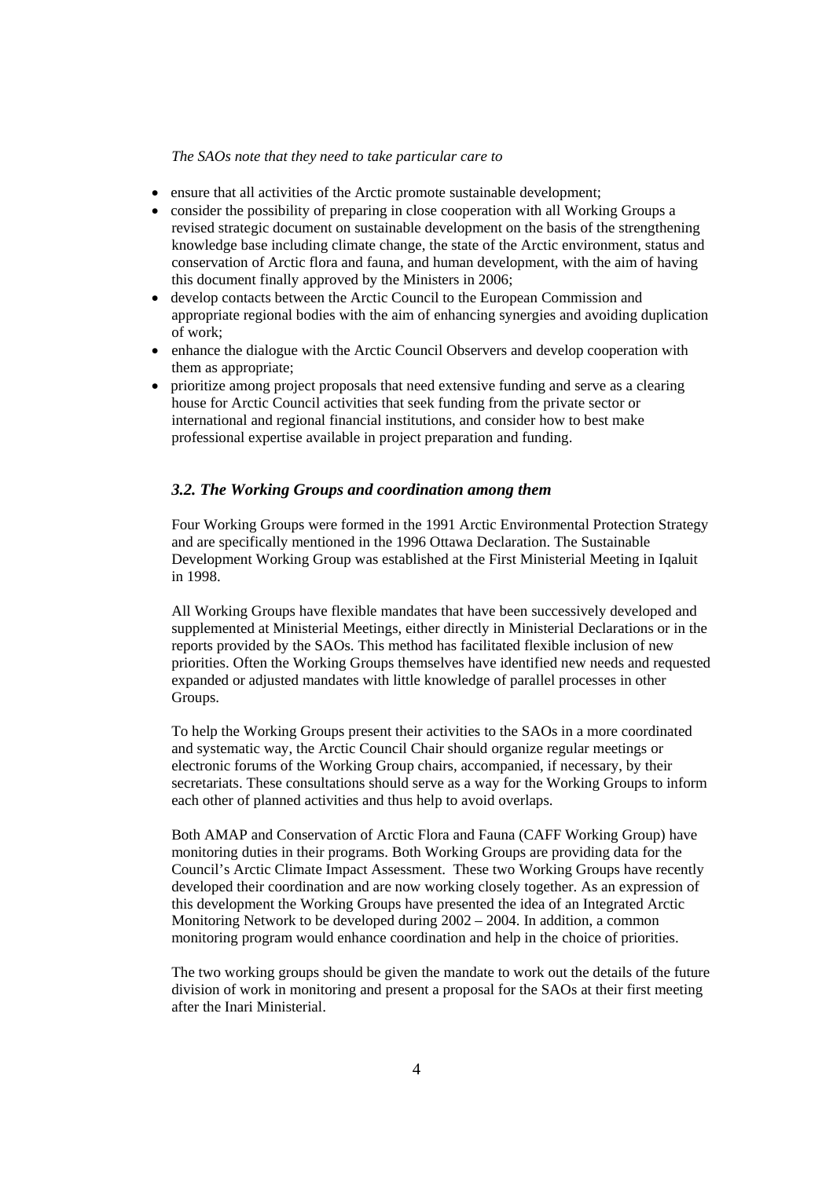*The SAOs note that they need to take particular care to*

- ensure that all activities of the Arctic promote sustainable development;
- consider the possibility of preparing in close cooperation with all Working Groups a revised strategic document on sustainable development on the basis of the strengthening knowledge base including climate change, the state of the Arctic environment, status and conservation of Arctic flora and fauna, and human development, with the aim of having this document finally approved by the Ministers in 2006;
- develop contacts between the Arctic Council to the European Commission and appropriate regional bodies with the aim of enhancing synergies and avoiding duplication of work;
- enhance the dialogue with the Arctic Council Observers and develop cooperation with them as appropriate;
- prioritize among project proposals that need extensive funding and serve as a clearing house for Arctic Council activities that seek funding from the private sector or international and regional financial institutions, and consider how to best make professional expertise available in project preparation and funding.

### *3.2. The Working Groups and coordination among them*

Four Working Groups were formed in the 1991 Arctic Environmental Protection Strategy and are specifically mentioned in the 1996 Ottawa Declaration. The Sustainable Development Working Group was established at the First Ministerial Meeting in Iqaluit in 1998.

All Working Groups have flexible mandates that have been successively developed and supplemented at Ministerial Meetings, either directly in Ministerial Declarations or in the reports provided by the SAOs. This method has facilitated flexible inclusion of new priorities. Often the Working Groups themselves have identified new needs and requested expanded or adjusted mandates with little knowledge of parallel processes in other Groups.

To help the Working Groups present their activities to the SAOs in a more coordinated and systematic way, the Arctic Council Chair should organize regular meetings or electronic forums of the Working Group chairs, accompanied, if necessary, by their secretariats. These consultations should serve as a way for the Working Groups to inform each other of planned activities and thus help to avoid overlaps.

Both AMAP and Conservation of Arctic Flora and Fauna (CAFF Working Group) have monitoring duties in their programs. Both Working Groups are providing data for the Council's Arctic Climate Impact Assessment. These two Working Groups have recently developed their coordination and are now working closely together. As an expression of this development the Working Groups have presented the idea of an Integrated Arctic Monitoring Network to be developed during 2002 – 2004. In addition, a common monitoring program would enhance coordination and help in the choice of priorities.

The two working groups should be given the mandate to work out the details of the future division of work in monitoring and present a proposal for the SAOs at their first meeting after the Inari Ministerial.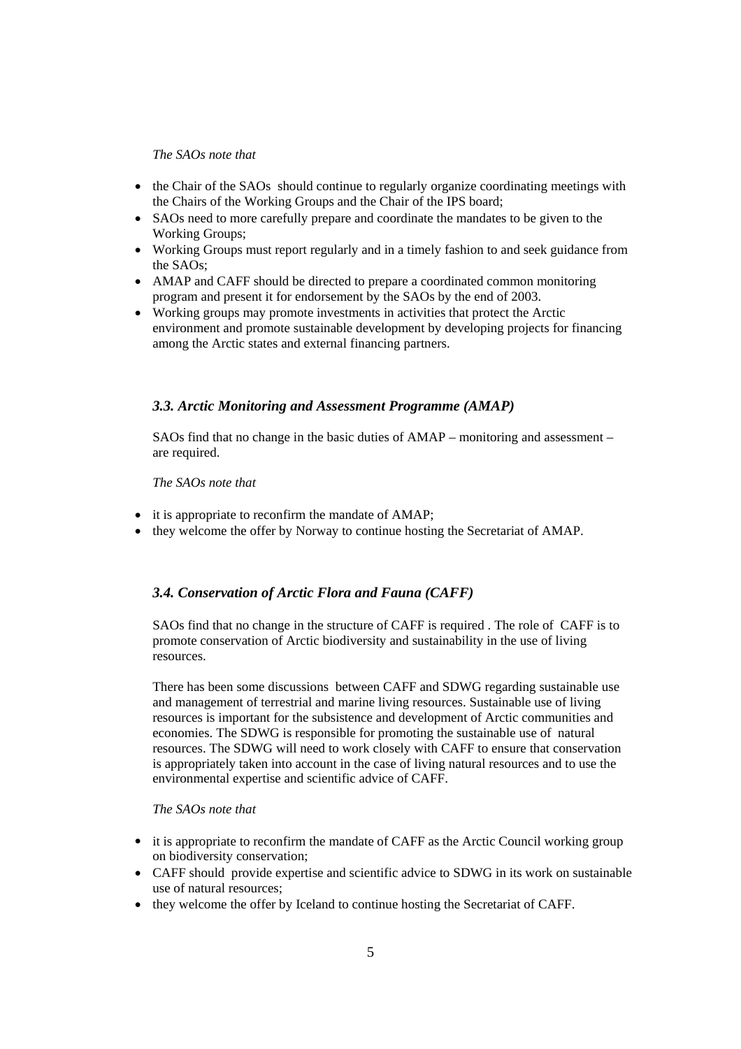*The SAOs note that*

- the Chair of the SAOs should continue to regularly organize coordinating meetings with the Chairs of the Working Groups and the Chair of the IPS board;
- SAOs need to more carefully prepare and coordinate the mandates to be given to the Working Groups;
- Working Groups must report regularly and in a timely fashion to and seek guidance from the SAOs;
- AMAP and CAFF should be directed to prepare a coordinated common monitoring program and present it for endorsement by the SAOs by the end of 2003.
- Working groups may promote investments in activities that protect the Arctic environment and promote sustainable development by developing projects for financing among the Arctic states and external financing partners.

### *3.3. Arctic Monitoring and Assessment Programme (AMAP)*

SAOs find that no change in the basic duties of AMAP – monitoring and assessment – are required.

*The SAOs note that*

- it is appropriate to reconfirm the mandate of AMAP;
- they welcome the offer by Norway to continue hosting the Secretariat of AMAP.

### *3.4. Conservation of Arctic Flora and Fauna (CAFF)*

SAOs find that no change in the structure of CAFF is required . The role of CAFF is to promote conservation of Arctic biodiversity and sustainability in the use of living resources.

There has been some discussions between CAFF and SDWG regarding sustainable use and management of terrestrial and marine living resources. Sustainable use of living resources is important for the subsistence and development of Arctic communities and economies. The SDWG is responsible for promoting the sustainable use of natural resources. The SDWG will need to work closely with CAFF to ensure that conservation is appropriately taken into account in the case of living natural resources and to use the environmental expertise and scientific advice of CAFF.

*The SAOs note that*

- it is appropriate to reconfirm the mandate of CAFF as the Arctic Council working group on biodiversity conservation;
- CAFF should provide expertise and scientific advice to SDWG in its work on sustainable use of natural resources;
- they welcome the offer by Iceland to continue hosting the Secretariat of CAFF.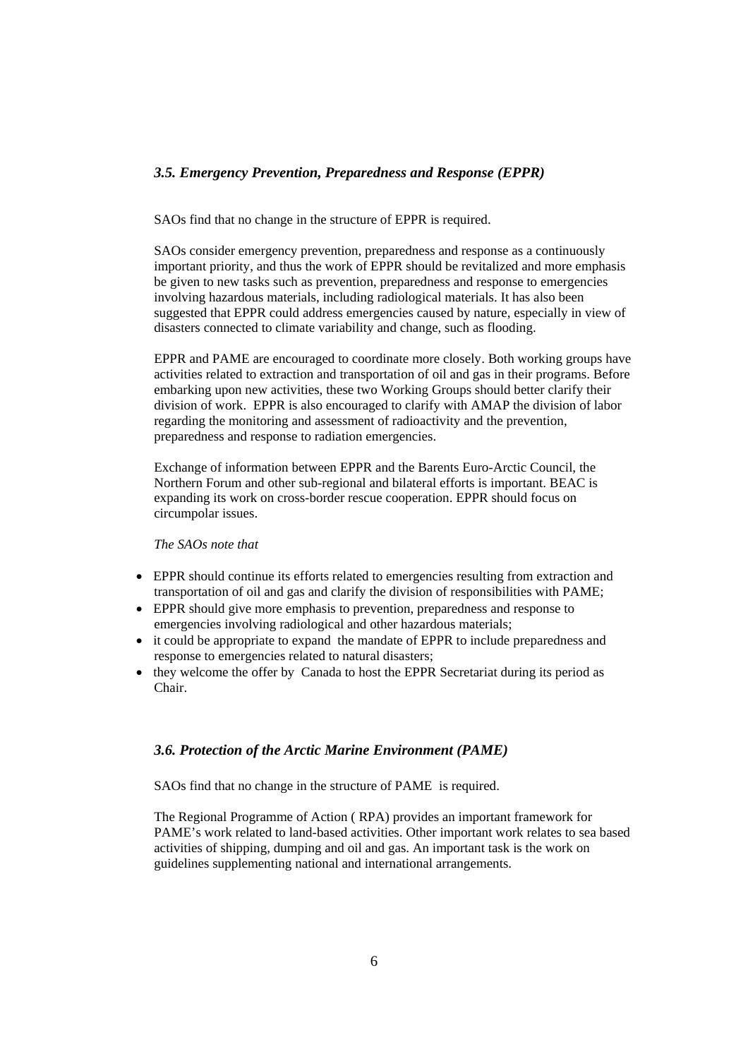### *3.5. Emergency Prevention, Preparedness and Response (EPPR)*

SAOs find that no change in the structure of EPPR is required.

SAOs consider emergency prevention, preparedness and response as a continuously important priority, and thus the work of EPPR should be revitalized and more emphasis be given to new tasks such as prevention, preparedness and response to emergencies involving hazardous materials, including radiological materials. It has also been suggested that EPPR could address emergencies caused by nature, especially in view of disasters connected to climate variability and change, such as flooding.

EPPR and PAME are encouraged to coordinate more closely. Both working groups have activities related to extraction and transportation of oil and gas in their programs. Before embarking upon new activities, these two Working Groups should better clarify their division of work. EPPR is also encouraged to clarify with AMAP the division of labor regarding the monitoring and assessment of radioactivity and the prevention, preparedness and response to radiation emergencies.

Exchange of information between EPPR and the Barents Euro-Arctic Council, the Northern Forum and other sub-regional and bilateral efforts is important. BEAC is expanding its work on cross-border rescue cooperation. EPPR should focus on circumpolar issues.

*The SAOs note that*

- EPPR should continue its efforts related to emergencies resulting from extraction and transportation of oil and gas and clarify the division of responsibilities with PAME;
- EPPR should give more emphasis to prevention, preparedness and response to emergencies involving radiological and other hazardous materials;
- it could be appropriate to expand the mandate of EPPR to include preparedness and response to emergencies related to natural disasters;
- they welcome the offer by Canada to host the EPPR Secretariat during its period as Chair.

### *3.6. Protection of the Arctic Marine Environment (PAME)*

SAOs find that no change in the structure of PAME is required.

The Regional Programme of Action ( RPA) provides an important framework for PAME's work related to land-based activities. Other important work relates to sea based activities of shipping, dumping and oil and gas. An important task is the work on guidelines supplementing national and international arrangements.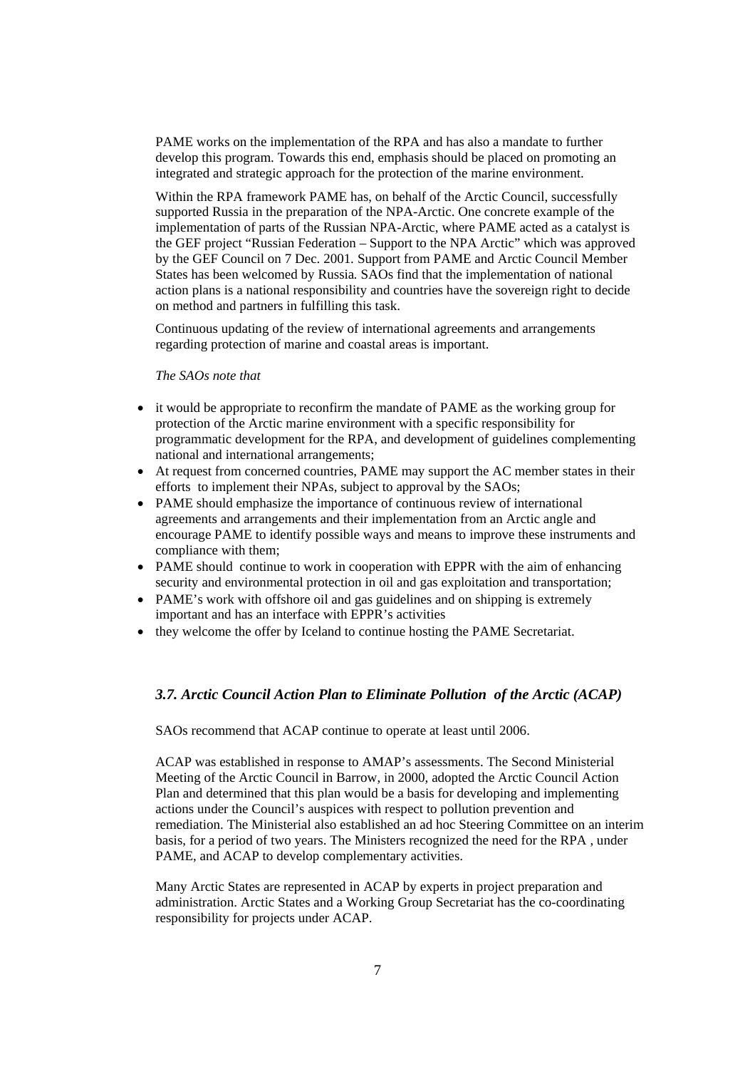PAME works on the implementation of the RPA and has also a mandate to further develop this program. Towards this end, emphasis should be placed on promoting an integrated and strategic approach for the protection of the marine environment.

Within the RPA framework PAME has, on behalf of the Arctic Council, successfully supported Russia in the preparation of the NPA-Arctic. One concrete example of the implementation of parts of the Russian NPA-Arctic, where PAME acted as a catalyst is the GEF project "Russian Federation – Support to the NPA Arctic" which was approved by the GEF Council on 7 Dec. 2001. Support from PAME and Arctic Council Member States has been welcomed by Russia. SAOs find that the implementation of national action plans is a national responsibility and countries have the sovereign right to decide on method and partners in fulfilling this task.

Continuous updating of the review of international agreements and arrangements regarding protection of marine and coastal areas is important.

*The SAOs note that*

- it would be appropriate to reconfirm the mandate of PAME as the working group for protection of the Arctic marine environment with a specific responsibility for programmatic development for the RPA, and development of guidelines complementing national and international arrangements;
- At request from concerned countries, PAME may support the AC member states in their efforts to implement their NPAs, subject to approval by the SAOs;
- PAME should emphasize the importance of continuous review of international agreements and arrangements and their implementation from an Arctic angle and encourage PAME to identify possible ways and means to improve these instruments and compliance with them;
- PAME should continue to work in cooperation with EPPR with the aim of enhancing security and environmental protection in oil and gas exploitation and transportation;
- PAME's work with offshore oil and gas guidelines and on shipping is extremely important and has an interface with EPPR's activities
- they welcome the offer by Iceland to continue hosting the PAME Secretariat.

### *3.7. Arctic Council Action Plan to Eliminate Pollution of the Arctic (ACAP)*

SAOs recommend that ACAP continue to operate at least until 2006.

ACAP was established in response to AMAP's assessments. The Second Ministerial Meeting of the Arctic Council in Barrow, in 2000, adopted the Arctic Council Action Plan and determined that this plan would be a basis for developing and implementing actions under the Council's auspices with respect to pollution prevention and remediation. The Ministerial also established an ad hoc Steering Committee on an interim basis, for a period of two years. The Ministers recognized the need for the RPA , under PAME, and ACAP to develop complementary activities.

Many Arctic States are represented in ACAP by experts in project preparation and administration. Arctic States and a Working Group Secretariat has the co-coordinating responsibility for projects under ACAP.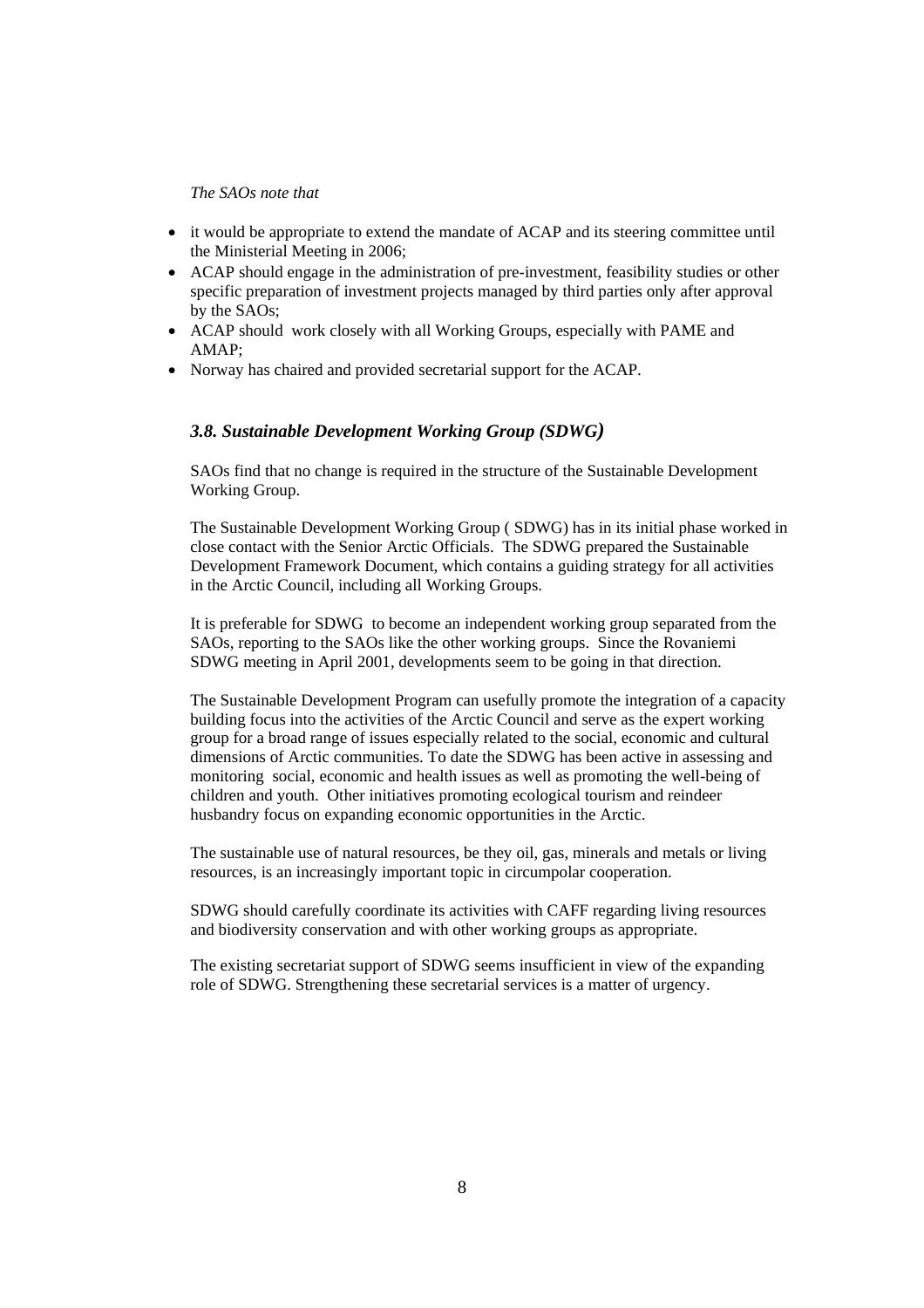*The SAOs note that*

- it would be appropriate to extend the mandate of ACAP and its steering committee until the Ministerial Meeting in 2006;
- ACAP should engage in the administration of pre-investment, feasibility studies or other specific preparation of investment projects managed by third parties only after approval by the SAOs;
- ACAP should work closely with all Working Groups, especially with PAME and AMAP;
- Norway has chaired and provided secretarial support for the ACAP.

### *3.8. Sustainable Development Working Group (SDWG)*

SAOs find that no change is required in the structure of the Sustainable Development Working Group.

The Sustainable Development Working Group ( SDWG) has in its initial phase worked in close contact with the Senior Arctic Officials. The SDWG prepared the Sustainable Development Framework Document, which contains a guiding strategy for all activities in the Arctic Council, including all Working Groups.

It is preferable for SDWG to become an independent working group separated from the SAOs, reporting to the SAOs like the other working groups. Since the Rovaniemi SDWG meeting in April 2001, developments seem to be going in that direction.

The Sustainable Development Program can usefully promote the integration of a capacity building focus into the activities of the Arctic Council and serve as the expert working group for a broad range of issues especially related to the social, economic and cultural dimensions of Arctic communities. To date the SDWG has been active in assessing and monitoring social, economic and health issues as well as promoting the well-being of children and youth. Other initiatives promoting ecological tourism and reindeer husbandry focus on expanding economic opportunities in the Arctic.

The sustainable use of natural resources, be they oil, gas, minerals and metals or living resources, is an increasingly important topic in circumpolar cooperation.

SDWG should carefully coordinate its activities with CAFF regarding living resources and biodiversity conservation and with other working groups as appropriate.

The existing secretariat support of SDWG seems insufficient in view of the expanding role of SDWG. Strengthening these secretarial services is a matter of urgency.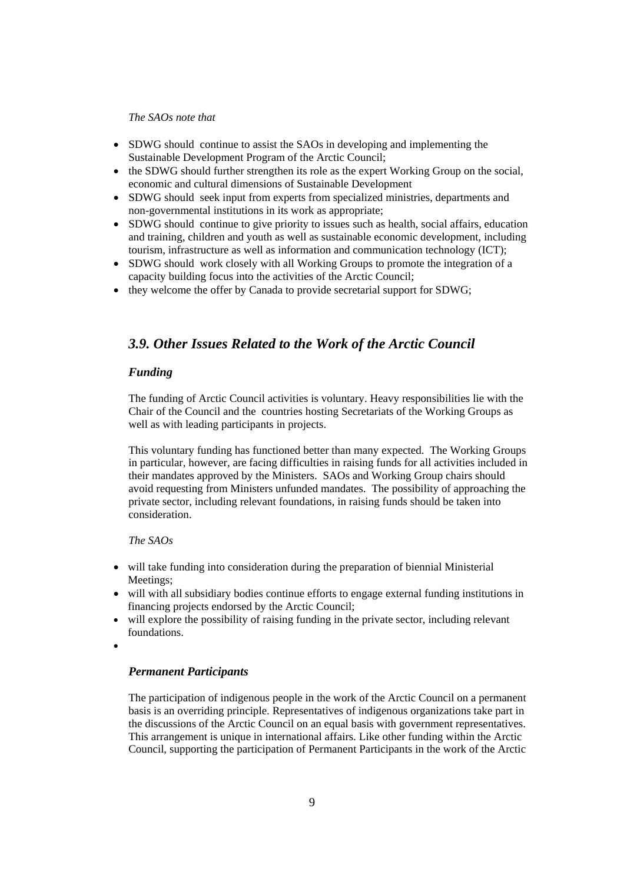*The SAOs note that*

- SDWG should continue to assist the SAOs in developing and implementing the Sustainable Development Program of the Arctic Council;
- the SDWG should further strengthen its role as the expert Working Group on the social, economic and cultural dimensions of Sustainable Development
- SDWG should seek input from experts from specialized ministries, departments and non-governmental institutions in its work as appropriate;
- SDWG should continue to give priority to issues such as health, social affairs, education and training, children and youth as well as sustainable economic development, including tourism, infrastructure as well as information and communication technology (ICT);
- SDWG should work closely with all Working Groups to promote the integration of a capacity building focus into the activities of the Arctic Council;
- they welcome the offer by Canada to provide secretarial support for SDWG;

## *3.9. Other Issues Related to the Work of the Arctic Council*

### *Funding*

The funding of Arctic Council activities is voluntary. Heavy responsibilities lie with the Chair of the Council and the countries hosting Secretariats of the Working Groups as well as with leading participants in projects.

This voluntary funding has functioned better than many expected. The Working Groups in particular, however, are facing difficulties in raising funds for all activities included in their mandates approved by the Ministers. SAOs and Working Group chairs should avoid requesting from Ministers unfunded mandates. The possibility of approaching the private sector, including relevant foundations, in raising funds should be taken into consideration.

*The SAOs*

- will take funding into consideration during the preparation of biennial Ministerial Meetings;
- will with all subsidiary bodies continue efforts to engage external funding institutions in financing projects endorsed by the Arctic Council;
- will explore the possibility of raising funding in the private sector, including relevant foundations.

### *Permanent Participants*

The participation of indigenous people in the work of the Arctic Council on a permanent basis is an overriding principle. Representatives of indigenous organizations take part in the discussions of the Arctic Council on an equal basis with government representatives. This arrangement is unique in international affairs. Like other funding within the Arctic Council, supporting the participation of Permanent Participants in the work of the Arctic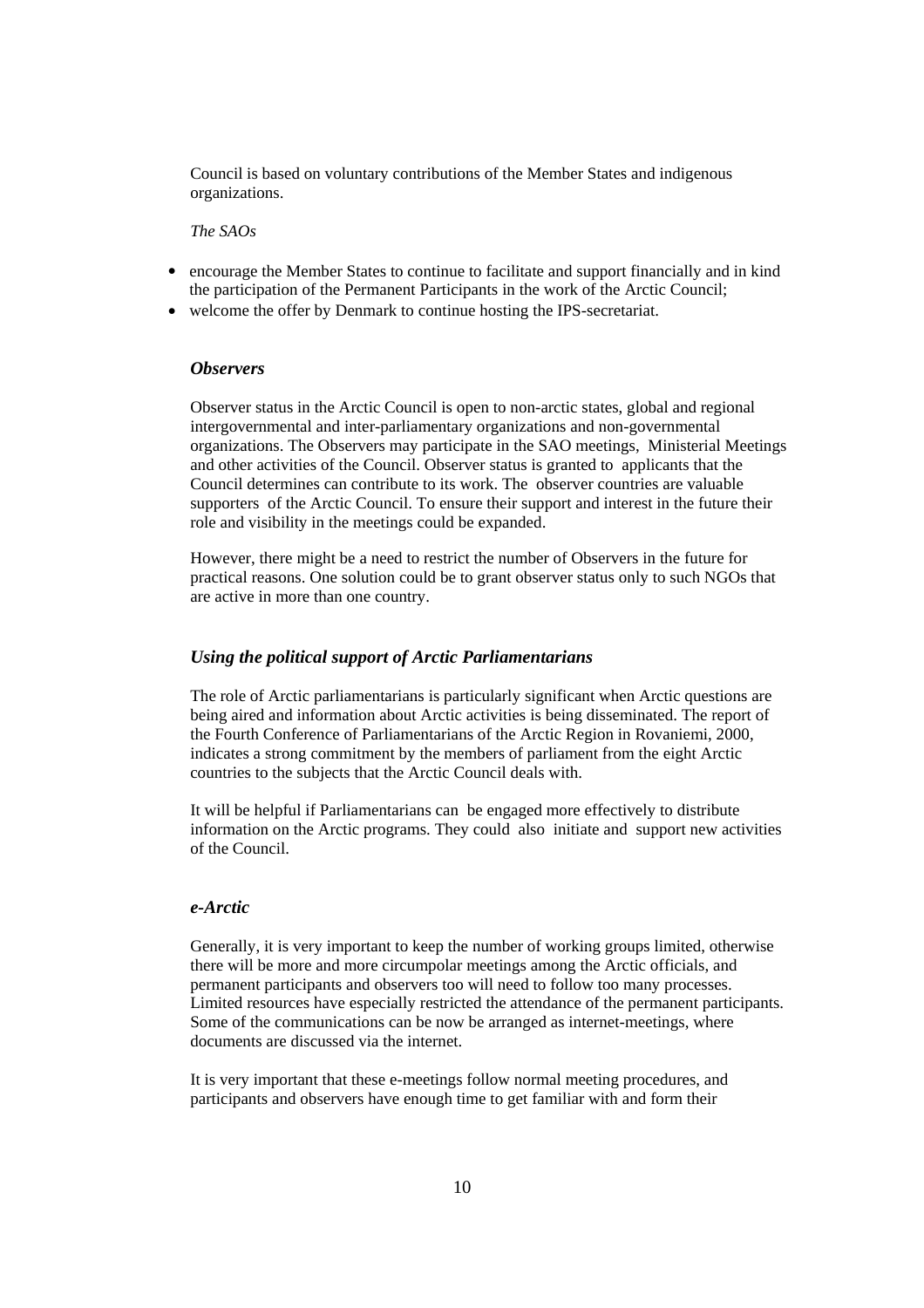Council is based on voluntary contributions of the Member States and indigenous organizations.

*The SAOs*

- encourage the Member States to continue to facilitate and support financially and in kind the participation of the Permanent Participants in the work of the Arctic Council;
- welcome the offer by Denmark to continue hosting the IPS-secretariat.

### *Observers*

Observer status in the Arctic Council is open to non-arctic states, global and regional intergovernmental and inter-parliamentary organizations and non-governmental organizations. The Observers may participate in the SAO meetings, Ministerial Meetings and other activities of the Council. Observer status is granted to applicants that the Council determines can contribute to its work. The observer countries are valuable supporters of the Arctic Council. To ensure their support and interest in the future their role and visibility in the meetings could be expanded.

However, there might be a need to restrict the number of Observers in the future for practical reasons. One solution could be to grant observer status only to such NGOs that are active in more than one country.

### *Using the political support of Arctic Parliamentarians*

The role of Arctic parliamentarians is particularly significant when Arctic questions are being aired and information about Arctic activities is being disseminated. The report of the Fourth Conference of Parliamentarians of the Arctic Region in Rovaniemi, 2000, indicates a strong commitment by the members of parliament from the eight Arctic countries to the subjects that the Arctic Council deals with.

It will be helpful if Parliamentarians can be engaged more effectively to distribute information on the Arctic programs. They could also initiate and support new activities of the Council.

### *e-Arctic*

Generally, it is very important to keep the number of working groups limited, otherwise there will be more and more circumpolar meetings among the Arctic officials, and permanent participants and observers too will need to follow too many processes. Limited resources have especially restricted the attendance of the permanent participants. Some of the communications can be now be arranged as internet-meetings, where documents are discussed via the internet.

It is very important that these e-meetings follow normal meeting procedures, and participants and observers have enough time to get familiar with and form their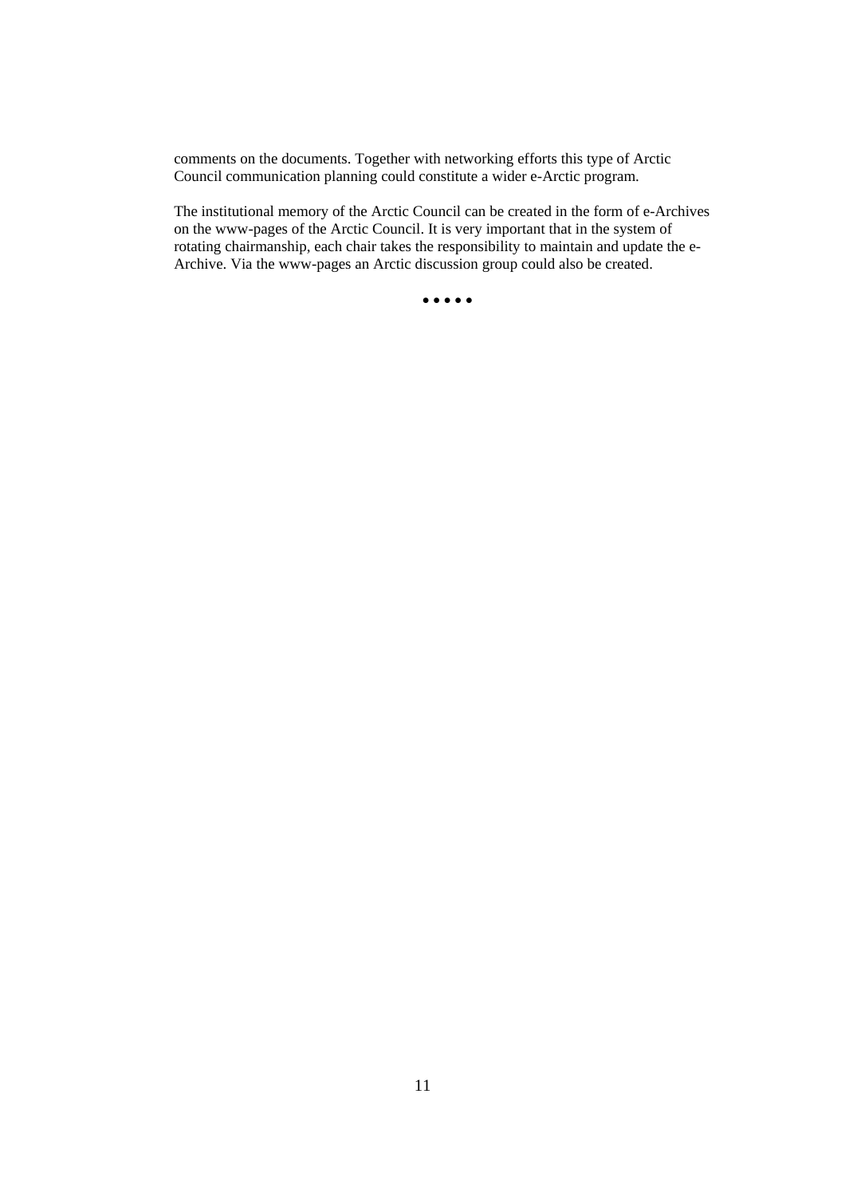comments on the documents. Together with networking efforts this type of Arctic Council communication planning could constitute a wider e-Arctic program.

The institutional memory of the Arctic Council can be created in the form of e-Archives on the www-pages of the Arctic Council. It is very important that in the system of rotating chairmanship, each chair takes the responsibility to maintain and update the e-Archive. Via the www-pages an Arctic discussion group could also be created.

• • • • •